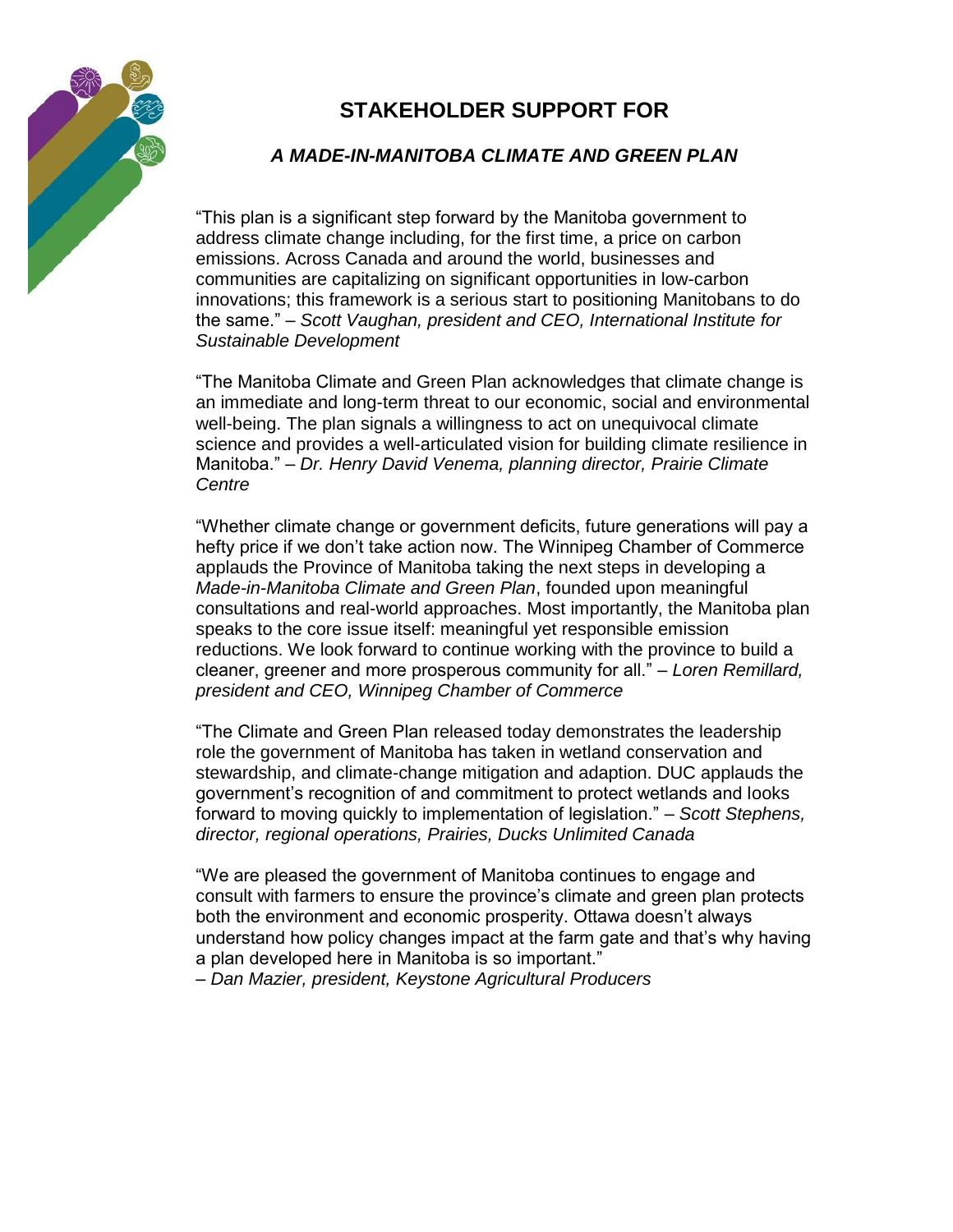# STAKEHOLDER SUPPORT FOR

## *A MADE-IN-MANITOBA CLIMATE AND GREEN PLAN*

"This plan is a significant step forward by the Manitoba government to address climate change including, for the first time, a price on carbon emissions. Across Canada and around the world, businesses and communities are capitalizing on significant opportunities in low-carbon innovations; this framework is a serious start to positioning Manitobans to do the same." – *Scott Vaughan, president and CEO, International Institute for Sustainable Development*

"The Manitoba Climate and Green Plan acknowledges that climate change is an immediate and long-term threat to our economic, social and environmental well-being. The plan signals a willingness to act on unequivocal climate science and provides a well-articulated vision for building climate resilience in Manitoba." – *Dr. Henry David Venema, planning director, Prairie Climate Centre*

"Whether climate change or government deficits, future generations will pay a hefty price if we don't take action now. The Winnipeg Chamber of Commerce applauds the Province of Manitoba taking the next steps in developing a *Made-in-Manitoba Climate and Green Plan*, founded upon meaningful consultations and real-world approaches. Most importantly, the Manitoba plan speaks to the core issue itself: meaningful yet responsible emission reductions. We look forward to continue working with the province to build a cleaner, greener and more prosperous community for all." – *Loren Remillard, president and CEO, Winnipeg Chamber of Commerce*

"The Climate and Green Plan released today demonstrates the leadership role the government of Manitoba has taken in wetland conservation and stewardship, and climate-change mitigation and adaption. DUC applauds the government's recognition of and commitment to protect wetlands and looks forward to moving quickly to implementation of legislation." – *Scott Stephens, director, regional operations, Prairies, Ducks Unlimited Canada*

"We are pleased the government of Manitoba continues to engage and consult with farmers to ensure the province's climate and green plan protects both the environment and economic prosperity. Ottawa doesn't always understand how policy changes impact at the farm gate and that's why having a plan developed here in Manitoba is so important."
– *Dan Mazier, president, Keystone Agricultural Producers*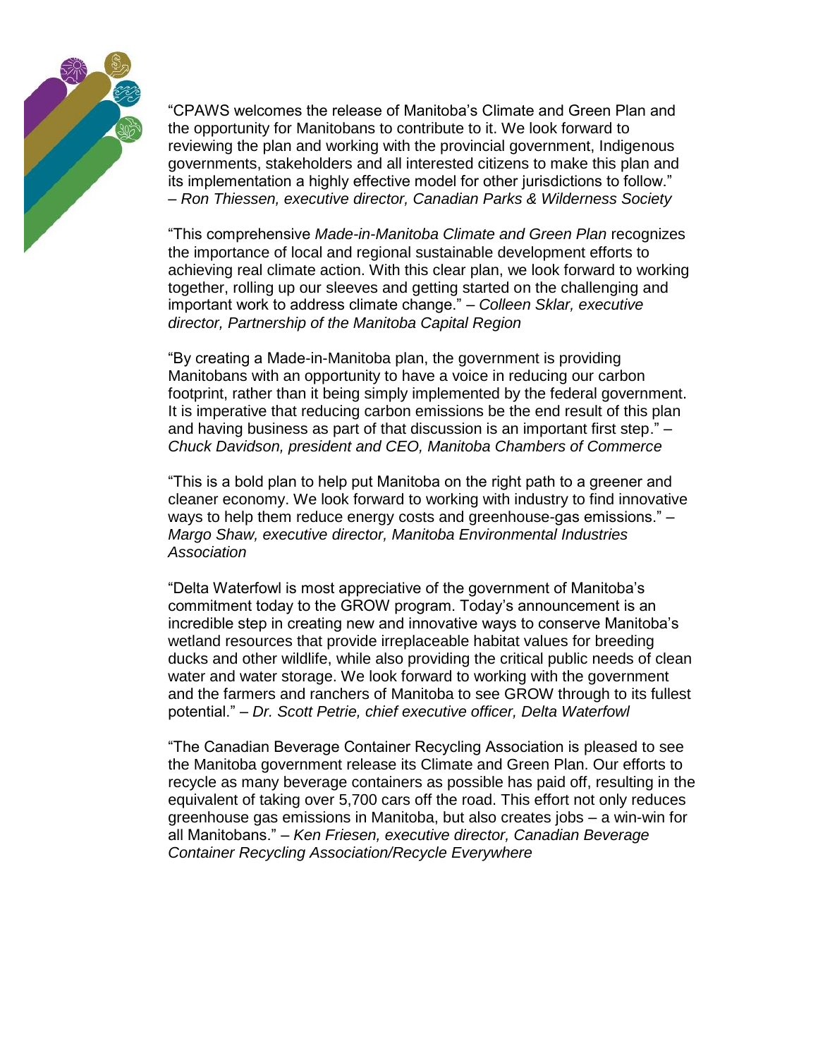"CPAWS welcomes the release of Manitoba's Climate and Green Plan and the opportunity for Manitobans to contribute to it. We look forward to reviewing the plan and working with the provincial government, Indigenous governments, stakeholders and all interested citizens to make this plan and its implementation a highly effective model for other jurisdictions to follow." – *Ron Thiessen, executive director, Canadian Parks & Wilderness Society*

"This comprehensive *Made-in-Manitoba Climate and Green Plan* recognizes the importance of local and regional sustainable development efforts to achieving real climate action. With this clear plan, we look forward to working together, rolling up our sleeves and getting started on the challenging and important work to address climate change." – *Colleen Sklar, executive director, Partnership of the Manitoba Capital Region*

"By creating a Made-in-Manitoba plan, the government is providing Manitobans with an opportunity to have a voice in reducing our carbon footprint, rather than it being simply implemented by the federal government. It is imperative that reducing carbon emissions be the end result of this plan and having business as part of that discussion is an important first step." – *Chuck Davidson, president and CEO, Manitoba Chambers of Commerce*

"This is a bold plan to help put Manitoba on the right path to a greener and cleaner economy. We look forward to working with industry to find innovative ways to help them reduce energy costs and greenhouse-gas emissions." – *Margo Shaw, executive director, Manitoba Environmental Industries Association*

"Delta Waterfowl is most appreciative of the government of Manitoba's commitment today to the GROW program. Today's announcement is an incredible step in creating new and innovative ways to conserve Manitoba's wetland resources that provide irreplaceable habitat values for breeding ducks and other wildlife, while also providing the critical public needs of clean water and water storage. We look forward to working with the government and the farmers and ranchers of Manitoba to see GROW through to its fullest potential." – *Dr. Scott Petrie, chief executive officer, Delta Waterfowl*

"The Canadian Beverage Container Recycling Association is pleased to see the Manitoba government release its Climate and Green Plan. Our efforts to recycle as many beverage containers as possible has paid off, resulting in the equivalent of taking over 5,700 cars off the road. This effort not only reduces greenhouse gas emissions in Manitoba, but also creates jobs – a win-win for all Manitobans." – *Ken Friesen, executive director, Canadian Beverage Container Recycling Association/Recycle Everywhere*